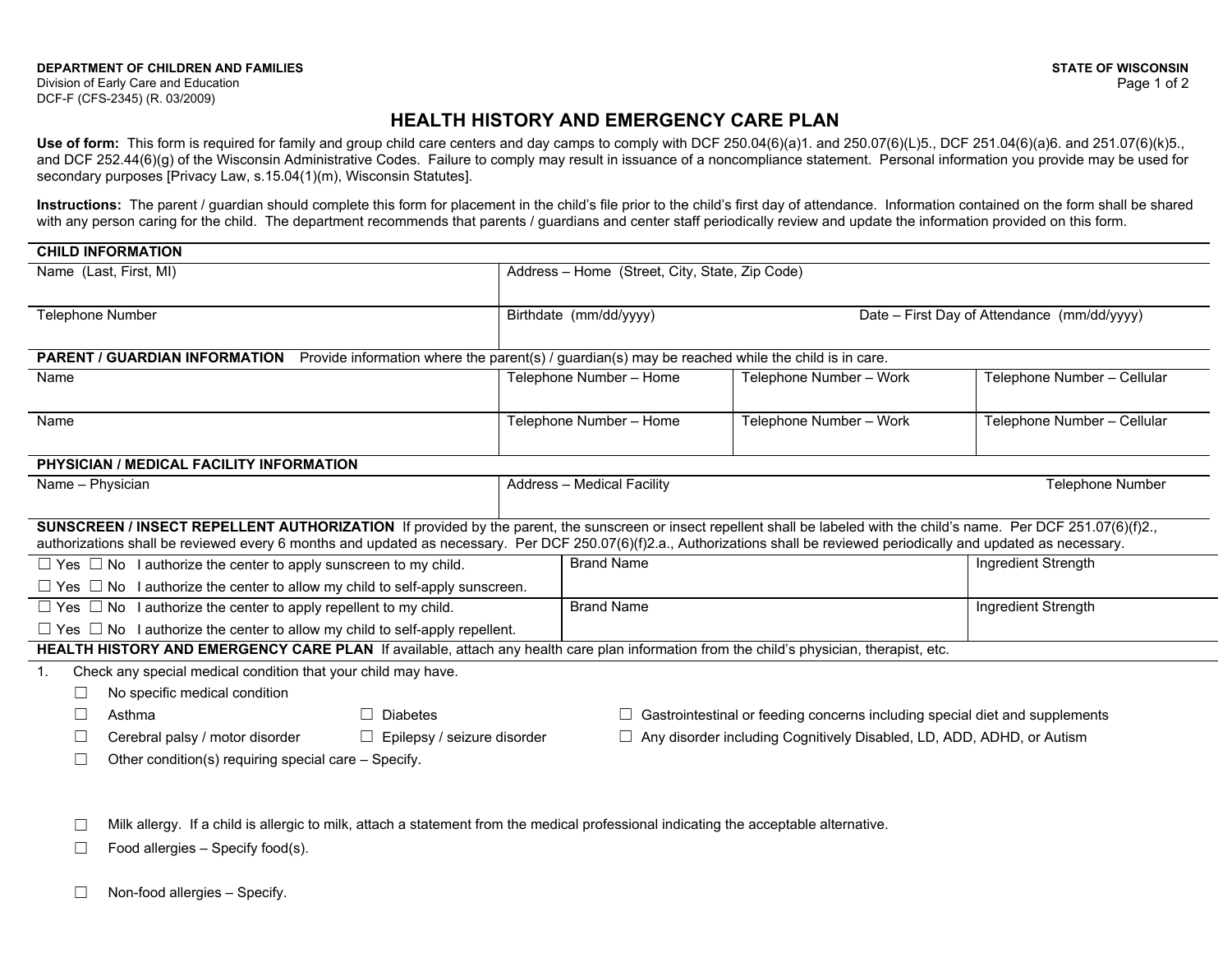DEPARTMENT OF CHILDREN AND FAMILIES
Division of Early Care and Education
DCF-F (CFS-2345) (R. 03/2009)

STATE OF WISCONSIN

# HEALTH HISTORY AND EMERGENCY CARE PLAN

**Use of form:** This form is required for family and group child care centers and day camps to comply with DCF 250.04(6)(a)1. and 250.07(6)(L)5., DCF 251.04(6)(a)6. and 251.07(6)(k)5., and DCF 252.44(6)(g) of the Wisconsin Administrative Codes. Failure to comply may result in issuance of a noncompliance statement. Personal information you provide may be used for secondary purposes [Privacy Law, s.15.04(1)(m), Wisconsin Statutes].

**Instructions:** The parent / guardian should complete this form for placement in the child's file prior to the child's first day of attendance. Information contained on the form shall be shared with any person caring for the child. The department recommends that parents / guardians and center staff periodically review and update the information provided on this form.

## CHILD INFORMATION

| Name (Last, First, MI) | Address – Home (Street, City, State, Zip Code) | |
|---|---|---|
| Telephone Number | Birthdate (mm/dd/yyyy) | Date – First Day of Attendance (mm/dd/yyyy) |

## PARENT / GUARDIAN INFORMATION

Provide information where the parent(s) / guardian(s) may be reached while the child is in care.

| Name | Telephone Number – Home | Telephone Number – Work | Telephone Number – Cellular |
|---|---|---|---|
| Name | Telephone Number – Home | Telephone Number – Work | Telephone Number – Cellular |

## PHYSICIAN / MEDICAL FACILITY INFORMATION

| Name – Physician | Address – Medical Facility | Telephone Number |
|---|---|---|
| | | |

## SUNSCREEN / INSECT REPELLENT AUTHORIZATION

If provided by the parent, the sunscreen or insect repellent shall be labeled with the child's name. Per DCF 251.07(6)(f)2., authorizations shall be reviewed every 6 months and updated as necessary. Per DCF 250.07(6)(f)2.a., Authorizations shall be reviewed periodically and updated as necessary.

| Authorization | Brand Name | Ingredient Strength |
|---|---|---|
| ☐ Yes ☐ No I authorize the center to apply sunscreen to my child.<br>☐ Yes ☐ No I authorize the center to allow my child to self-apply sunscreen. | Brand Name | Ingredient Strength |
| ☐ Yes ☐ No I authorize the center to apply repellent to my child.<br>☐ Yes ☐ No I authorize the center to allow my child to self-apply repellent. | Brand Name | Ingredient Strength |

## HEALTH HISTORY AND EMERGENCY CARE PLAN

If available, attach any health care plan information from the child's physician, therapist, etc.

1. Check any special medical condition that your child may have.
   - ☐ No specific medical condition
   - ☐ Asthma
   - ☐ Diabetes
   - ☐ Gastrointestinal or feeding concerns including special diet and supplements
   - ☐ Cerebral palsy / motor disorder
   - ☐ Epilepsy / seizure disorder
   - ☐ Any disorder including Cognitively Disabled, LD, ADD, ADHD, or Autism
   - ☐ Other condition(s) requiring special care – Specify.
   - ☐ Milk allergy. If a child is allergic to milk, attach a statement from the medical professional indicating the acceptable alternative.
   - ☐ Food allergies – Specify food(s).
   - ☐ Non-food allergies – Specify.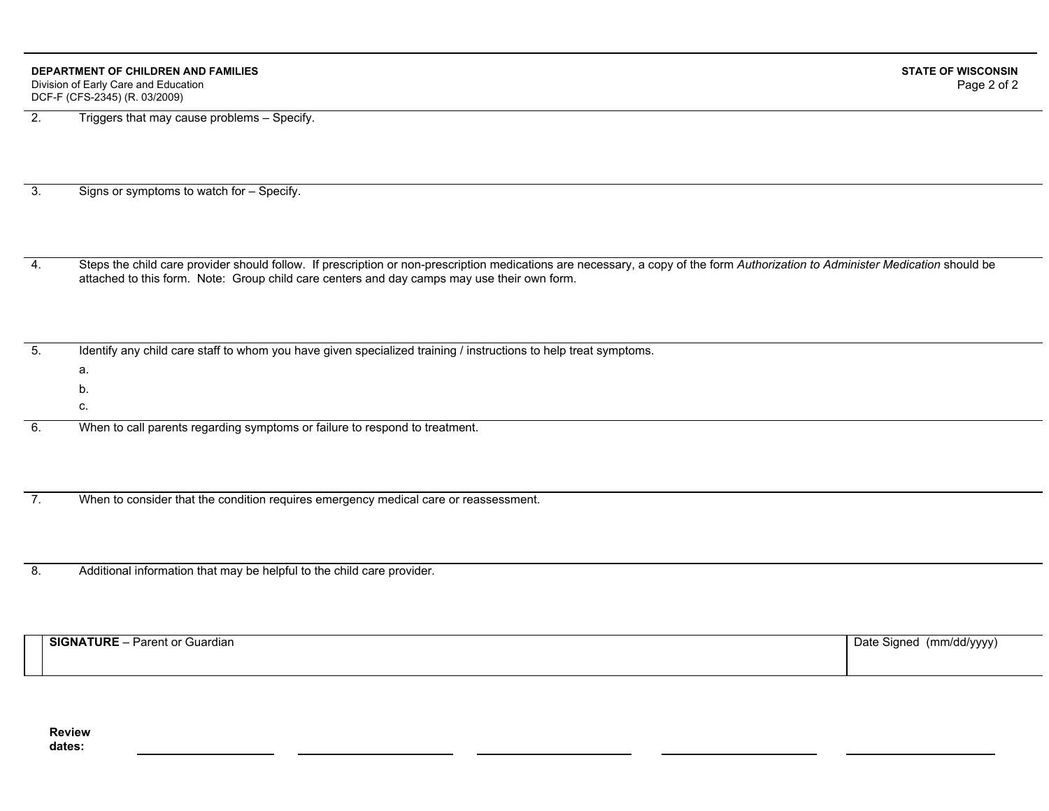2. Triggers that may cause problems – Specify.

3. Signs or symptoms to watch for – Specify.

4. Steps the child care provider should follow. If prescription or non-prescription medications are necessary, a copy of the form *Authorization to Administer Medication* should be attached to this form. Note: Group child care centers and day camps may use their own form.

5. Identify any child care staff to whom you have given specialized training / instructions to help treat symptoms.
   a.
   b.
   c.

6. When to call parents regarding symptoms or failure to respond to treatment.

7. When to consider that the condition requires emergency medical care or reassessment.

8. Additional information that may be helpful to the child care provider.

| **SIGNATURE** – Parent or Guardian | Date Signed (mm/dd/yyyy) |
| --- | --- |
| | |

**Review dates:** ________________ ________________ ________________ ________________ ________________